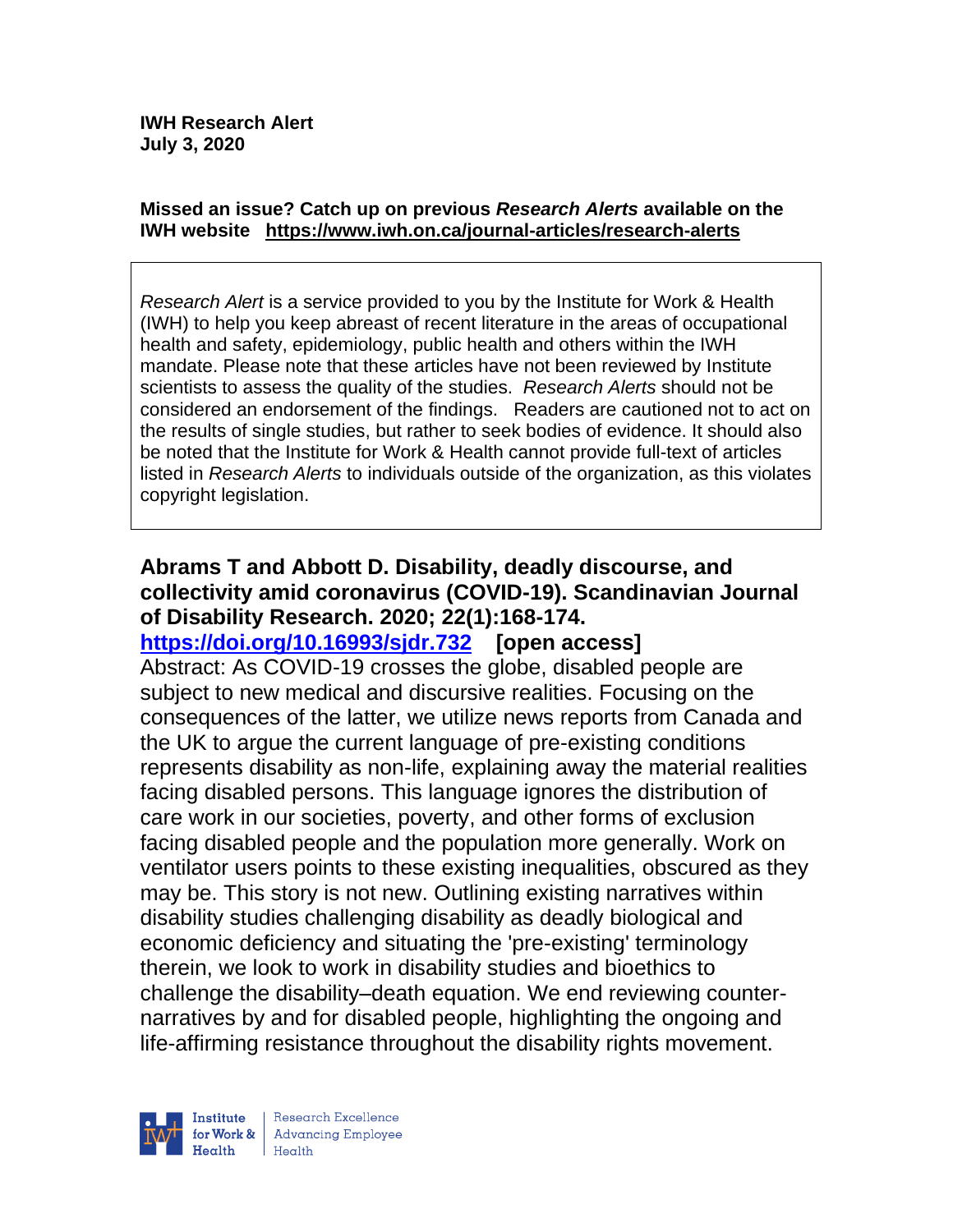**IWH Research Alert**
**July 3, 2020**

**Missed an issue? Catch up on previous *Research Alerts* available on the IWH website https://www.iwh.on.ca/journal-articles/research-alerts**

*Research Alert* is a service provided to you by the Institute for Work & Health (IWH) to help you keep abreast of recent literature in the areas of occupational health and safety, epidemiology, public health and others within the IWH mandate. Please note that these articles have not been reviewed by Institute scientists to assess the quality of the studies. *Research Alerts* should not be considered an endorsement of the findings. Readers are cautioned not to act on the results of single studies, but rather to seek bodies of evidence. It should also be noted that the Institute for Work & Health cannot provide full-text of articles listed in *Research Alerts* to individuals outside of the organization, as this violates copyright legislation.

**Abrams T and Abbott D. Disability, deadly discourse, and collectivity amid coronavirus (COVID-19). Scandinavian Journal of Disability Research. 2020; 22(1):168-174.**
**https://doi.org/10.16993/sjdr.732 [open access]**
Abstract: As COVID-19 crosses the globe, disabled people are subject to new medical and discursive realities. Focusing on the consequences of the latter, we utilize news reports from Canada and the UK to argue the current language of pre-existing conditions represents disability as non-life, explaining away the material realities facing disabled persons. This language ignores the distribution of care work in our societies, poverty, and other forms of exclusion facing disabled people and the population more generally. Work on ventilator users points to these existing inequalities, obscured as they may be. This story is not new. Outlining existing narratives within disability studies challenging disability as deadly biological and economic deficiency and situating the 'pre-existing' terminology therein, we look to work in disability studies and bioethics to challenge the disability–death equation. We end reviewing counter-narratives by and for disabled people, highlighting the ongoing and life-affirming resistance throughout the disability rights movement.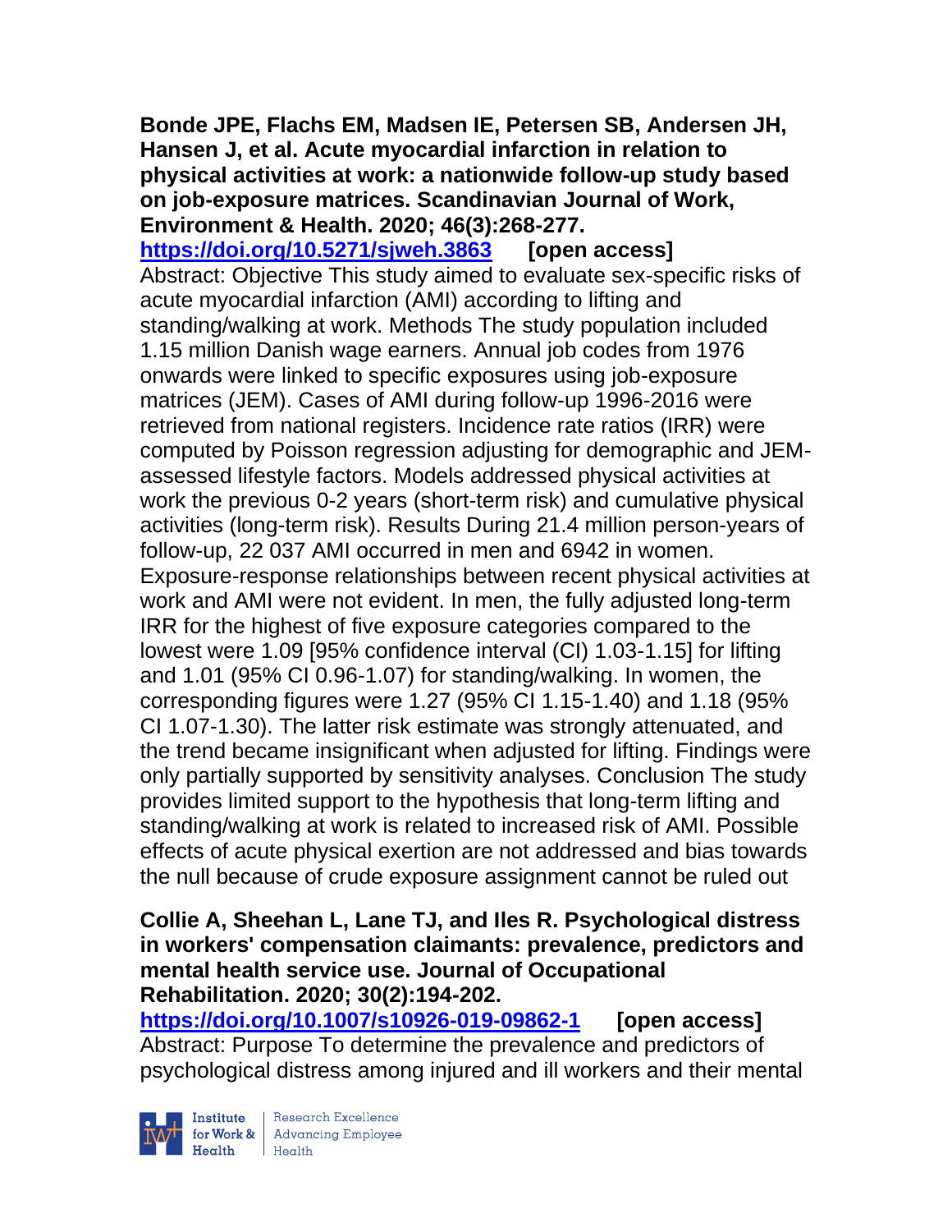**Bonde JPE, Flachs EM, Madsen IE, Petersen SB, Andersen JH, Hansen J, et al. Acute myocardial infarction in relation to physical activities at work: a nationwide follow-up study based on job-exposure matrices. Scandinavian Journal of Work, Environment & Health. 2020; 46(3):268-277.**
**https://doi.org/10.5271/sjweh.3863** **[open access]**
Abstract: Objective This study aimed to evaluate sex-specific risks of acute myocardial infarction (AMI) according to lifting and standing/walking at work. Methods The study population included 1.15 million Danish wage earners. Annual job codes from 1976 onwards were linked to specific exposures using job-exposure matrices (JEM). Cases of AMI during follow-up 1996-2016 were retrieved from national registers. Incidence rate ratios (IRR) were computed by Poisson regression adjusting for demographic and JEM-assessed lifestyle factors. Models addressed physical activities at work the previous 0-2 years (short-term risk) and cumulative physical activities (long-term risk). Results During 21.4 million person-years of follow-up, 22 037 AMI occurred in men and 6942 in women. Exposure-response relationships between recent physical activities at work and AMI were not evident. In men, the fully adjusted long-term IRR for the highest of five exposure categories compared to the lowest were 1.09 [95% confidence interval (CI) 1.03-1.15] for lifting and 1.01 (95% CI 0.96-1.07) for standing/walking. In women, the corresponding figures were 1.27 (95% CI 1.15-1.40) and 1.18 (95% CI 1.07-1.30). The latter risk estimate was strongly attenuated, and the trend became insignificant when adjusted for lifting. Findings were only partially supported by sensitivity analyses. Conclusion The study provides limited support to the hypothesis that long-term lifting and standing/walking at work is related to increased risk of AMI. Possible effects of acute physical exertion are not addressed and bias towards the null because of crude exposure assignment cannot be ruled out

**Collie A, Sheehan L, Lane TJ, and Iles R. Psychological distress in workers' compensation claimants: prevalence, predictors and mental health service use. Journal of Occupational Rehabilitation. 2020; 30(2):194-202.**
**https://doi.org/10.1007/s10926-019-09862-1** **[open access]**
Abstract: Purpose To determine the prevalence and predictors of psychological distress among injured and ill workers and their mental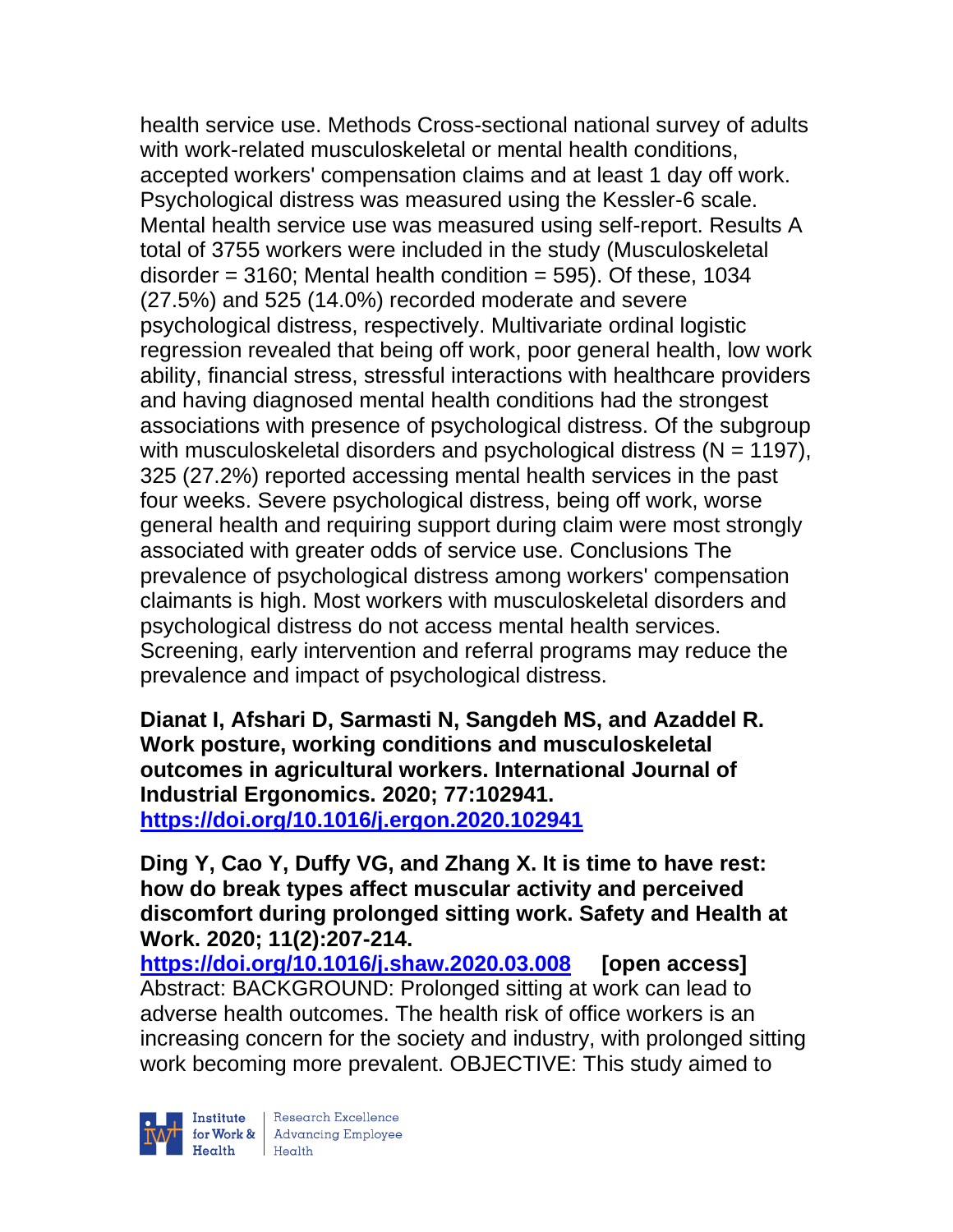health service use. Methods Cross-sectional national survey of adults with work-related musculoskeletal or mental health conditions, accepted workers' compensation claims and at least 1 day off work. Psychological distress was measured using the Kessler-6 scale. Mental health service use was measured using self-report. Results A total of 3755 workers were included in the study (Musculoskeletal disorder = 3160; Mental health condition = 595). Of these, 1034 (27.5%) and 525 (14.0%) recorded moderate and severe psychological distress, respectively. Multivariate ordinal logistic regression revealed that being off work, poor general health, low work ability, financial stress, stressful interactions with healthcare providers and having diagnosed mental health conditions had the strongest associations with presence of psychological distress. Of the subgroup with musculoskeletal disorders and psychological distress (N = 1197), 325 (27.2%) reported accessing mental health services in the past four weeks. Severe psychological distress, being off work, worse general health and requiring support during claim were most strongly associated with greater odds of service use. Conclusions The prevalence of psychological distress among workers' compensation claimants is high. Most workers with musculoskeletal disorders and psychological distress do not access mental health services. Screening, early intervention and referral programs may reduce the prevalence and impact of psychological distress.

**Dianat I, Afshari D, Sarmasti N, Sangdeh MS, and Azaddel R. Work posture, working conditions and musculoskeletal outcomes in agricultural workers. International Journal of Industrial Ergonomics. 2020; 77:102941.**
**https://doi.org/10.1016/j.ergon.2020.102941**

**Ding Y, Cao Y, Duffy VG, and Zhang X. It is time to have rest: how do break types affect muscular activity and perceived discomfort during prolonged sitting work. Safety and Health at Work. 2020; 11(2):207-214.**
**https://doi.org/10.1016/j.shaw.2020.03.008** **[open access]**
Abstract: BACKGROUND: Prolonged sitting at work can lead to adverse health outcomes. The health risk of office workers is an increasing concern for the society and industry, with prolonged sitting work becoming more prevalent. OBJECTIVE: This study aimed to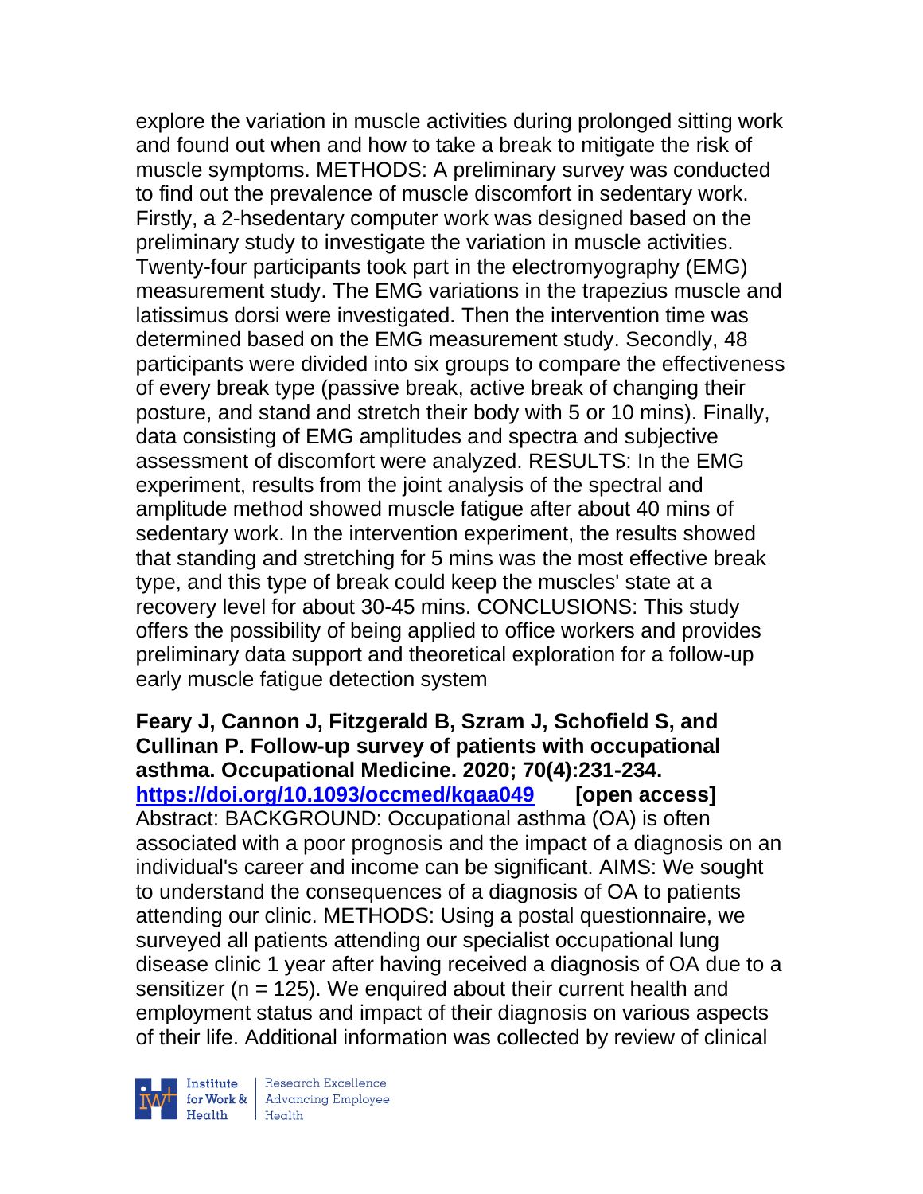explore the variation in muscle activities during prolonged sitting work and found out when and how to take a break to mitigate the risk of muscle symptoms. METHODS: A preliminary survey was conducted to find out the prevalence of muscle discomfort in sedentary work. Firstly, a 2-hsedentary computer work was designed based on the preliminary study to investigate the variation in muscle activities. Twenty-four participants took part in the electromyography (EMG) measurement study. The EMG variations in the trapezius muscle and latissimus dorsi were investigated. Then the intervention time was determined based on the EMG measurement study. Secondly, 48 participants were divided into six groups to compare the effectiveness of every break type (passive break, active break of changing their posture, and stand and stretch their body with 5 or 10 mins). Finally, data consisting of EMG amplitudes and spectra and subjective assessment of discomfort were analyzed. RESULTS: In the EMG experiment, results from the joint analysis of the spectral and amplitude method showed muscle fatigue after about 40 mins of sedentary work. In the intervention experiment, the results showed that standing and stretching for 5 mins was the most effective break type, and this type of break could keep the muscles' state at a recovery level for about 30-45 mins. CONCLUSIONS: This study offers the possibility of being applied to office workers and provides preliminary data support and theoretical exploration for a follow-up early muscle fatigue detection system

**Feary J, Cannon J, Fitzgerald B, Szram J, Schofield S, and Cullinan P. Follow-up survey of patients with occupational asthma. Occupational Medicine. 2020; 70(4):231-234. https://doi.org/10.1093/occmed/kqaa049 [open access]**
Abstract: BACKGROUND: Occupational asthma (OA) is often associated with a poor prognosis and the impact of a diagnosis on an individual's career and income can be significant. AIMS: We sought to understand the consequences of a diagnosis of OA to patients attending our clinic. METHODS: Using a postal questionnaire, we surveyed all patients attending our specialist occupational lung disease clinic 1 year after having received a diagnosis of OA due to a sensitizer (n = 125). We enquired about their current health and employment status and impact of their diagnosis on various aspects of their life. Additional information was collected by review of clinical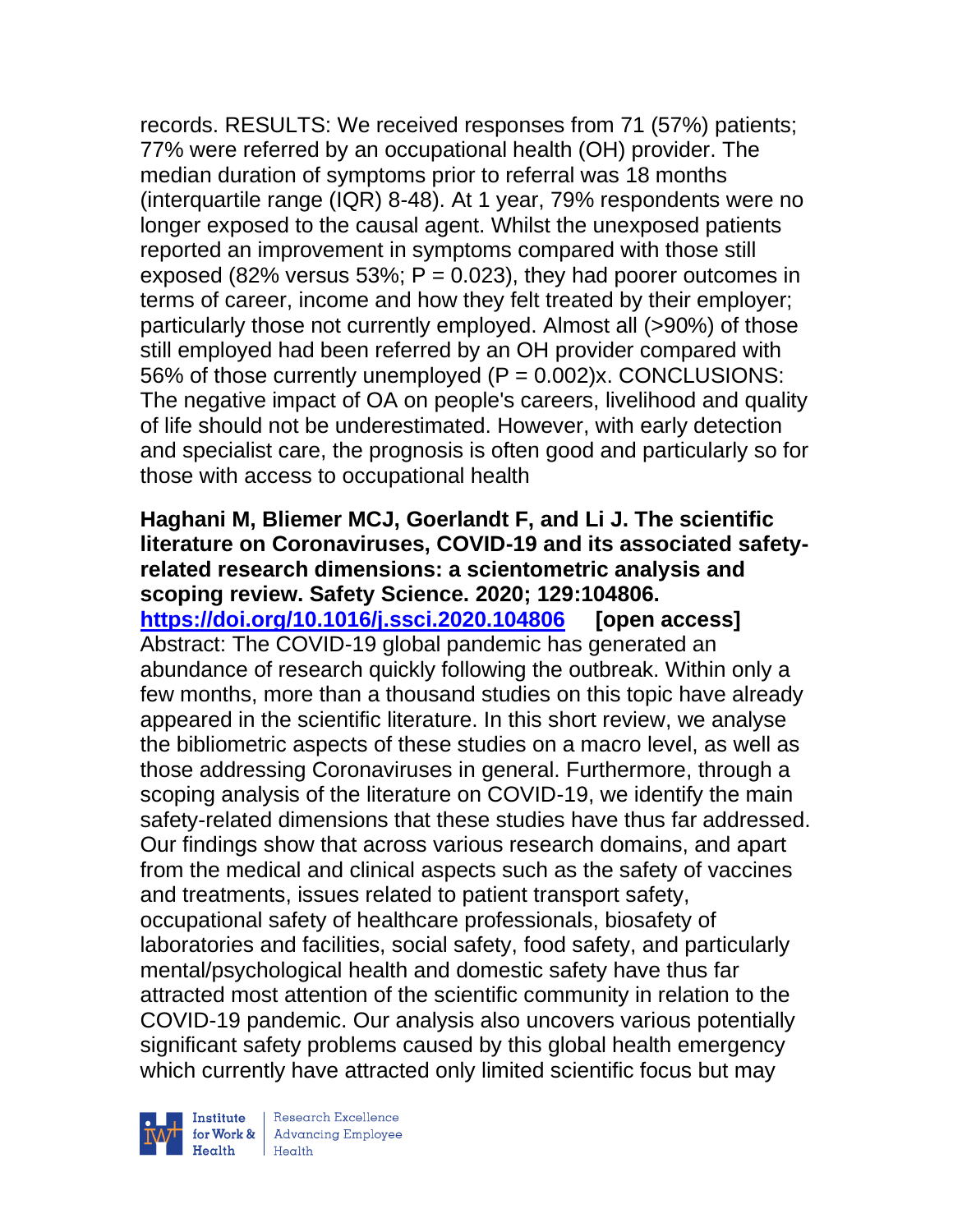records. RESULTS: We received responses from 71 (57%) patients; 77% were referred by an occupational health (OH) provider. The median duration of symptoms prior to referral was 18 months (interquartile range (IQR) 8-48). At 1 year, 79% respondents were no longer exposed to the causal agent. Whilst the unexposed patients reported an improvement in symptoms compared with those still exposed (82% versus 53%; $P = 0.023$), they had poorer outcomes in terms of career, income and how they felt treated by their employer; particularly those not currently employed. Almost all (>90%) of those still employed had been referred by an OH provider compared with 56% of those currently unemployed ($P = 0.002$)x. CONCLUSIONS: The negative impact of OA on people's careers, livelihood and quality of life should not be underestimated. However, with early detection and specialist care, the prognosis is often good and particularly so for those with access to occupational health

**Haghani M, Bliemer MCJ, Goerlandt F, and Li J. The scientific literature on Coronaviruses, COVID-19 and its associated safety-related research dimensions: a scientometric analysis and scoping review. Safety Science. 2020; 129:104806. https://doi.org/10.1016/j.ssci.2020.104806 [open access]**
Abstract: The COVID-19 global pandemic has generated an abundance of research quickly following the outbreak. Within only a few months, more than a thousand studies on this topic have already appeared in the scientific literature. In this short review, we analyse the bibliometric aspects of these studies on a macro level, as well as those addressing Coronaviruses in general. Furthermore, through a scoping analysis of the literature on COVID-19, we identify the main safety-related dimensions that these studies have thus far addressed. Our findings show that across various research domains, and apart from the medical and clinical aspects such as the safety of vaccines and treatments, issues related to patient transport safety, occupational safety of healthcare professionals, biosafety of laboratories and facilities, social safety, food safety, and particularly mental/psychological health and domestic safety have thus far attracted most attention of the scientific community in relation to the COVID-19 pandemic. Our analysis also uncovers various potentially significant safety problems caused by this global health emergency which currently have attracted only limited scientific focus but may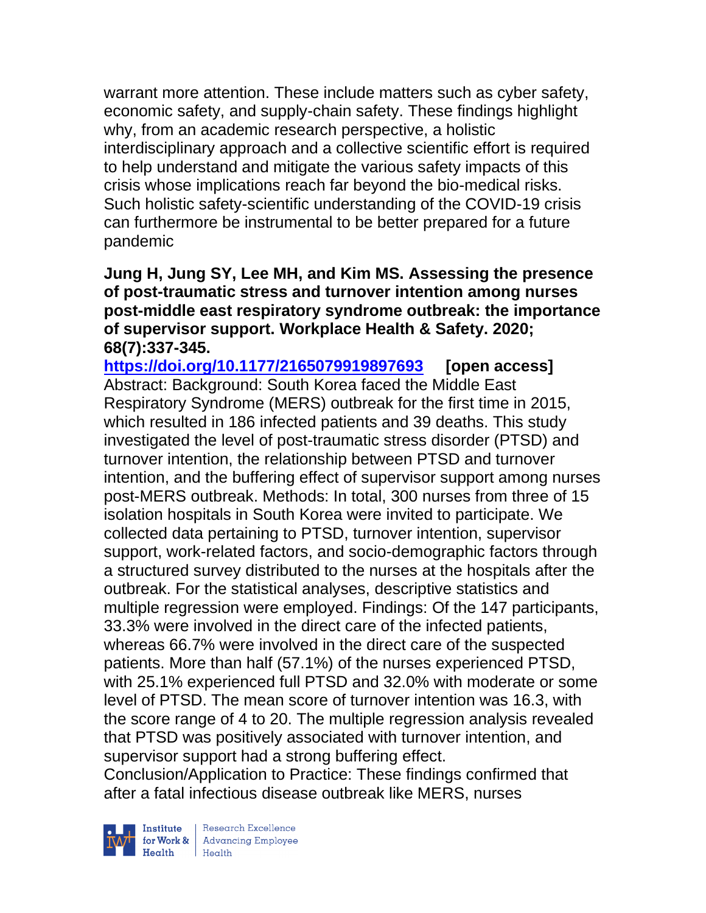warrant more attention. These include matters such as cyber safety, economic safety, and supply-chain safety. These findings highlight why, from an academic research perspective, a holistic interdisciplinary approach and a collective scientific effort is required to help understand and mitigate the various safety impacts of this crisis whose implications reach far beyond the bio-medical risks. Such holistic safety-scientific understanding of the COVID-19 crisis can furthermore be instrumental to be better prepared for a future pandemic

**Jung H, Jung SY, Lee MH, and Kim MS. Assessing the presence of post-traumatic stress and turnover intention among nurses post-middle east respiratory syndrome outbreak: the importance of supervisor support. Workplace Health & Safety. 2020; 68(7):337-345.**
**https://doi.org/10.1177/2165079919897693 [open access]**
Abstract: Background: South Korea faced the Middle East Respiratory Syndrome (MERS) outbreak for the first time in 2015, which resulted in 186 infected patients and 39 deaths. This study investigated the level of post-traumatic stress disorder (PTSD) and turnover intention, the relationship between PTSD and turnover intention, and the buffering effect of supervisor support among nurses post-MERS outbreak. Methods: In total, 300 nurses from three of 15 isolation hospitals in South Korea were invited to participate. We collected data pertaining to PTSD, turnover intention, supervisor support, work-related factors, and socio-demographic factors through a structured survey distributed to the nurses at the hospitals after the outbreak. For the statistical analyses, descriptive statistics and multiple regression were employed. Findings: Of the 147 participants, 33.3% were involved in the direct care of the infected patients, whereas 66.7% were involved in the direct care of the suspected patients. More than half (57.1%) of the nurses experienced PTSD, with 25.1% experienced full PTSD and 32.0% with moderate or some level of PTSD. The mean score of turnover intention was 16.3, with the score range of 4 to 20. The multiple regression analysis revealed that PTSD was positively associated with turnover intention, and supervisor support had a strong buffering effect.
Conclusion/Application to Practice: These findings confirmed that after a fatal infectious disease outbreak like MERS, nurses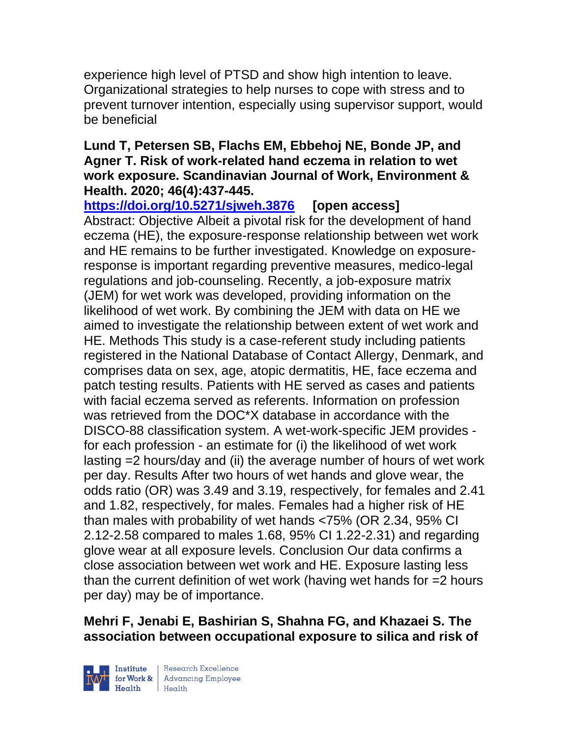experience high level of PTSD and show high intention to leave. Organizational strategies to help nurses to cope with stress and to prevent turnover intention, especially using supervisor support, would be beneficial

**Lund T, Petersen SB, Flachs EM, Ebbehoj NE, Bonde JP, and Agner T. Risk of work-related hand eczema in relation to wet work exposure. Scandinavian Journal of Work, Environment & Health. 2020; 46(4):437-445.**
**https://doi.org/10.5271/sjweh.3876** **[open access]**
Abstract: Objective Albeit a pivotal risk for the development of hand eczema (HE), the exposure-response relationship between wet work and HE remains to be further investigated. Knowledge on exposure-response is important regarding preventive measures, medico-legal regulations and job-counseling. Recently, a job-exposure matrix (JEM) for wet work was developed, providing information on the likelihood of wet work. By combining the JEM with data on HE we aimed to investigate the relationship between extent of wet work and HE. Methods This study is a case-referent study including patients registered in the National Database of Contact Allergy, Denmark, and comprises data on sex, age, atopic dermatitis, HE, face eczema and patch testing results. Patients with HE served as cases and patients with facial eczema served as referents. Information on profession was retrieved from the DOC*X database in accordance with the DISCO-88 classification system. A wet-work-specific JEM provides - for each profession - an estimate for (i) the likelihood of wet work lasting =2 hours/day and (ii) the average number of hours of wet work per day. Results After two hours of wet hands and glove wear, the odds ratio (OR) was 3.49 and 3.19, respectively, for females and 2.41 and 1.82, respectively, for males. Females had a higher risk of HE than males with probability of wet hands <75% (OR 2.34, 95% CI 2.12-2.58 compared to males 1.68, 95% CI 1.22-2.31) and regarding glove wear at all exposure levels. Conclusion Our data confirms a close association between wet work and HE. Exposure lasting less than the current definition of wet work (having wet hands for =2 hours per day) may be of importance.

**Mehri F, Jenabi E, Bashirian S, Shahna FG, and Khazaei S. The association between occupational exposure to silica and risk of**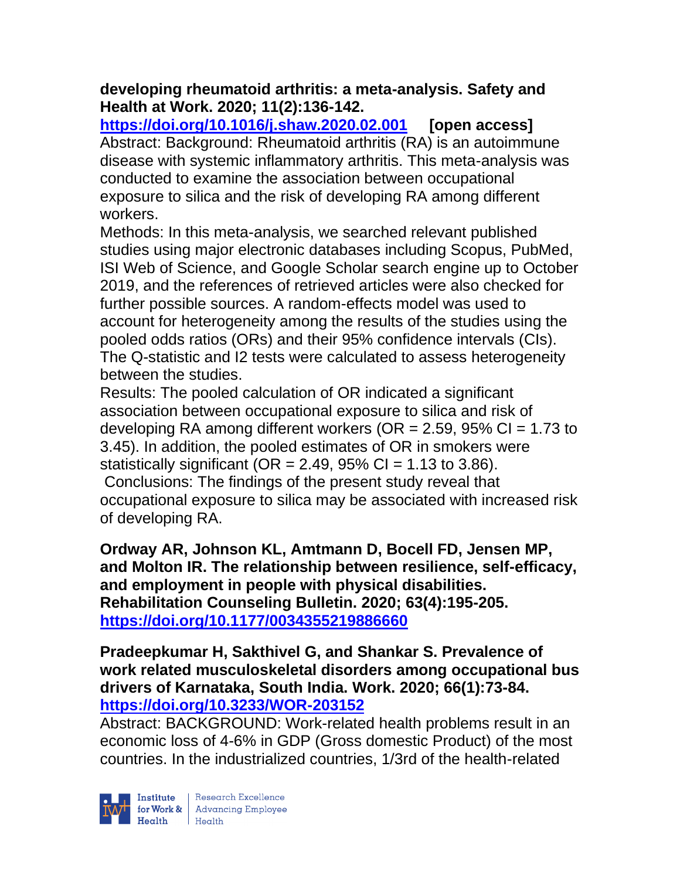**developing rheumatoid arthritis: a meta-analysis. Safety and Health at Work. 2020; 11(2):136-142.**
**https://doi.org/10.1016/j.shaw.2020.02.001** **[open access]**
Abstract: Background: Rheumatoid arthritis (RA) is an autoimmune disease with systemic inflammatory arthritis. This meta-analysis was conducted to examine the association between occupational exposure to silica and the risk of developing RA among different workers.
Methods: In this meta-analysis, we searched relevant published studies using major electronic databases including Scopus, PubMed, ISI Web of Science, and Google Scholar search engine up to October 2019, and the references of retrieved articles were also checked for further possible sources. A random-effects model was used to account for heterogeneity among the results of the studies using the pooled odds ratios (ORs) and their 95% confidence intervals (CIs). The Q-statistic and I2 tests were calculated to assess heterogeneity between the studies.
Results: The pooled calculation of OR indicated a significant association between occupational exposure to silica and risk of developing RA among different workers (OR = 2.59, 95% CI = 1.73 to 3.45). In addition, the pooled estimates of OR in smokers were statistically significant (OR = 2.49, 95% CI = 1.13 to 3.86).
Conclusions: The findings of the present study reveal that occupational exposure to silica may be associated with increased risk of developing RA.

**Ordway AR, Johnson KL, Amtmann D, Bocell FD, Jensen MP, and Molton IR. The relationship between resilience, self-efficacy, and employment in people with physical disabilities. Rehabilitation Counseling Bulletin. 2020; 63(4):195-205.**
**https://doi.org/10.1177/0034355219886660**

**Pradeepkumar H, Sakthivel G, and Shankar S. Prevalence of work related musculoskeletal disorders among occupational bus drivers of Karnataka, South India. Work. 2020; 66(1):73-84.**
**https://doi.org/10.3233/WOR-203152**
Abstract: BACKGROUND: Work-related health problems result in an economic loss of 4-6% in GDP (Gross domestic Product) of the most countries. In the industrialized countries, 1/3rd of the health-related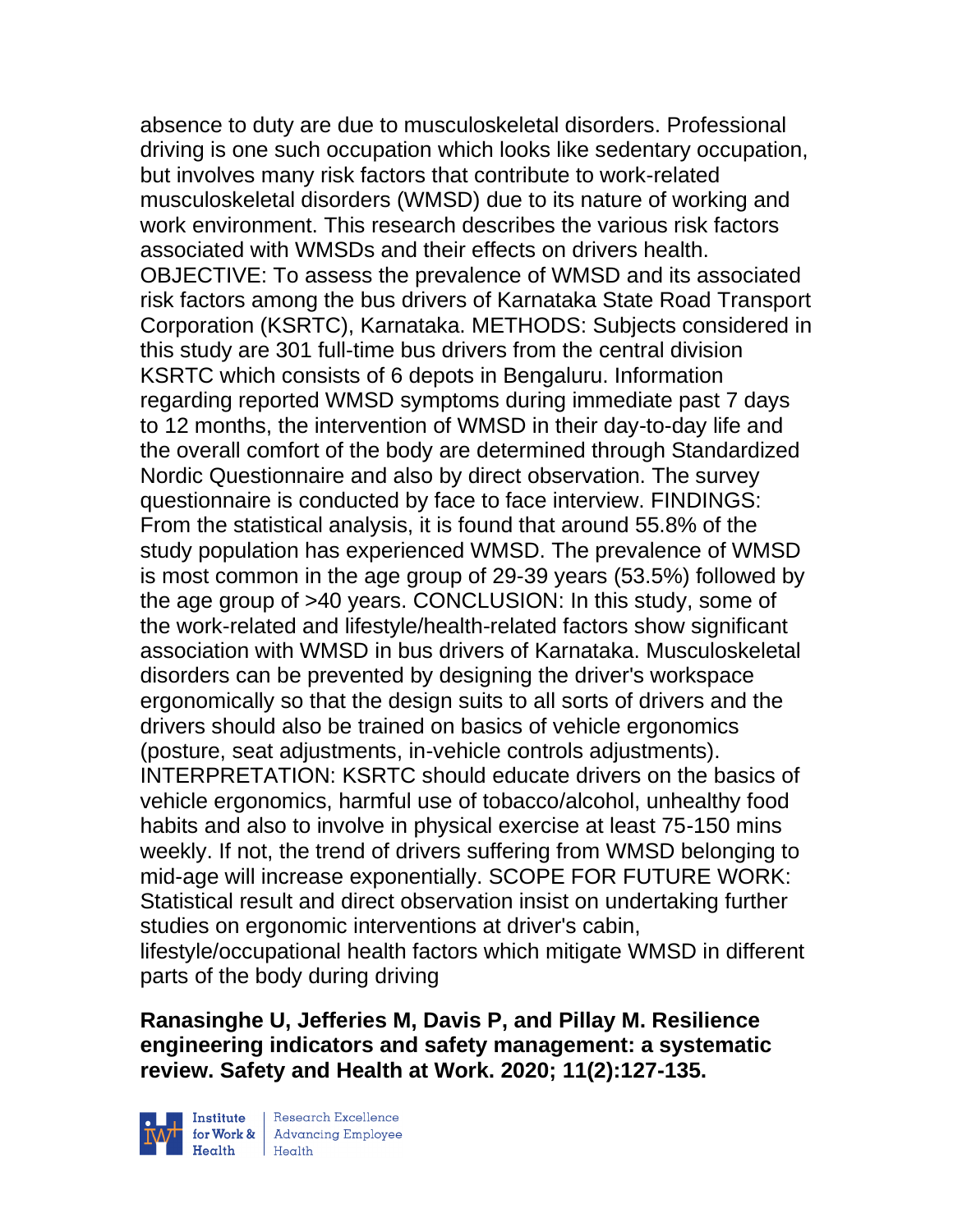absence to duty are due to musculoskeletal disorders. Professional driving is one such occupation which looks like sedentary occupation, but involves many risk factors that contribute to work-related musculoskeletal disorders (WMSD) due to its nature of working and work environment. This research describes the various risk factors associated with WMSDs and their effects on drivers health. OBJECTIVE: To assess the prevalence of WMSD and its associated risk factors among the bus drivers of Karnataka State Road Transport Corporation (KSRTC), Karnataka. METHODS: Subjects considered in this study are 301 full-time bus drivers from the central division KSRTC which consists of 6 depots in Bengaluru. Information regarding reported WMSD symptoms during immediate past 7 days to 12 months, the intervention of WMSD in their day-to-day life and the overall comfort of the body are determined through Standardized Nordic Questionnaire and also by direct observation. The survey questionnaire is conducted by face to face interview. FINDINGS: From the statistical analysis, it is found that around 55.8% of the study population has experienced WMSD. The prevalence of WMSD is most common in the age group of 29-39 years (53.5%) followed by the age group of >40 years. CONCLUSION: In this study, some of the work-related and lifestyle/health-related factors show significant association with WMSD in bus drivers of Karnataka. Musculoskeletal disorders can be prevented by designing the driver's workspace ergonomically so that the design suits to all sorts of drivers and the drivers should also be trained on basics of vehicle ergonomics (posture, seat adjustments, in-vehicle controls adjustments). INTERPRETATION: KSRTC should educate drivers on the basics of vehicle ergonomics, harmful use of tobacco/alcohol, unhealthy food habits and also to involve in physical exercise at least 75-150 mins weekly. If not, the trend of drivers suffering from WMSD belonging to mid-age will increase exponentially. SCOPE FOR FUTURE WORK: Statistical result and direct observation insist on undertaking further studies on ergonomic interventions at driver's cabin, lifestyle/occupational health factors which mitigate WMSD in different parts of the body during driving

**Ranasinghe U, Jefferies M, Davis P, and Pillay M. Resilience engineering indicators and safety management: a systematic review. Safety and Health at Work. 2020; 11(2):127-135.**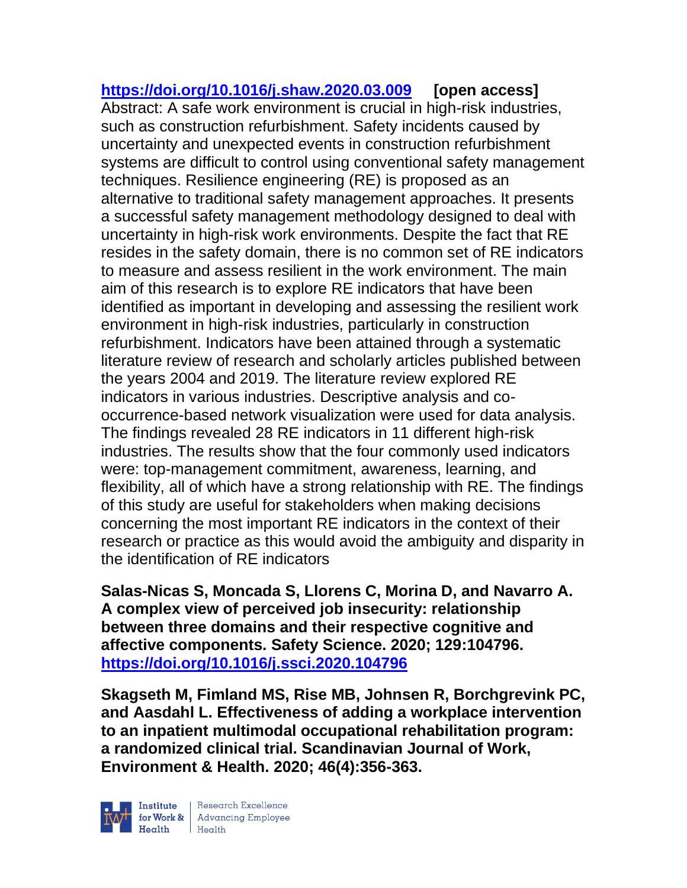https://doi.org/10.1016/j.shaw.2020.03.009 **[open access]**
Abstract: A safe work environment is crucial in high-risk industries, such as construction refurbishment. Safety incidents caused by uncertainty and unexpected events in construction refurbishment systems are difficult to control using conventional safety management techniques. Resilience engineering (RE) is proposed as an alternative to traditional safety management approaches. It presents a successful safety management methodology designed to deal with uncertainty in high-risk work environments. Despite the fact that RE resides in the safety domain, there is no common set of RE indicators to measure and assess resilient in the work environment. The main aim of this research is to explore RE indicators that have been identified as important in developing and assessing the resilient work environment in high-risk industries, particularly in construction refurbishment. Indicators have been attained through a systematic literature review of research and scholarly articles published between the years 2004 and 2019. The literature review explored RE indicators in various industries. Descriptive analysis and co-occurrence-based network visualization were used for data analysis. The findings revealed 28 RE indicators in 11 different high-risk industries. The results show that the four commonly used indicators were: top-management commitment, awareness, learning, and flexibility, all of which have a strong relationship with RE. The findings of this study are useful for stakeholders when making decisions concerning the most important RE indicators in the context of their research or practice as this would avoid the ambiguity and disparity in the identification of RE indicators

**Salas-Nicas S, Moncada S, Llorens C, Morina D, and Navarro A. A complex view of perceived job insecurity: relationship between three domains and their respective cognitive and affective components. Safety Science. 2020; 129:104796. https://doi.org/10.1016/j.ssci.2020.104796**

**Skagseth M, Fimland MS, Rise MB, Johnsen R, Borchgrevink PC, and Aasdahl L. Effectiveness of adding a workplace intervention to an inpatient multimodal occupational rehabilitation program: a randomized clinical trial. Scandinavian Journal of Work, Environment & Health. 2020; 46(4):356-363.**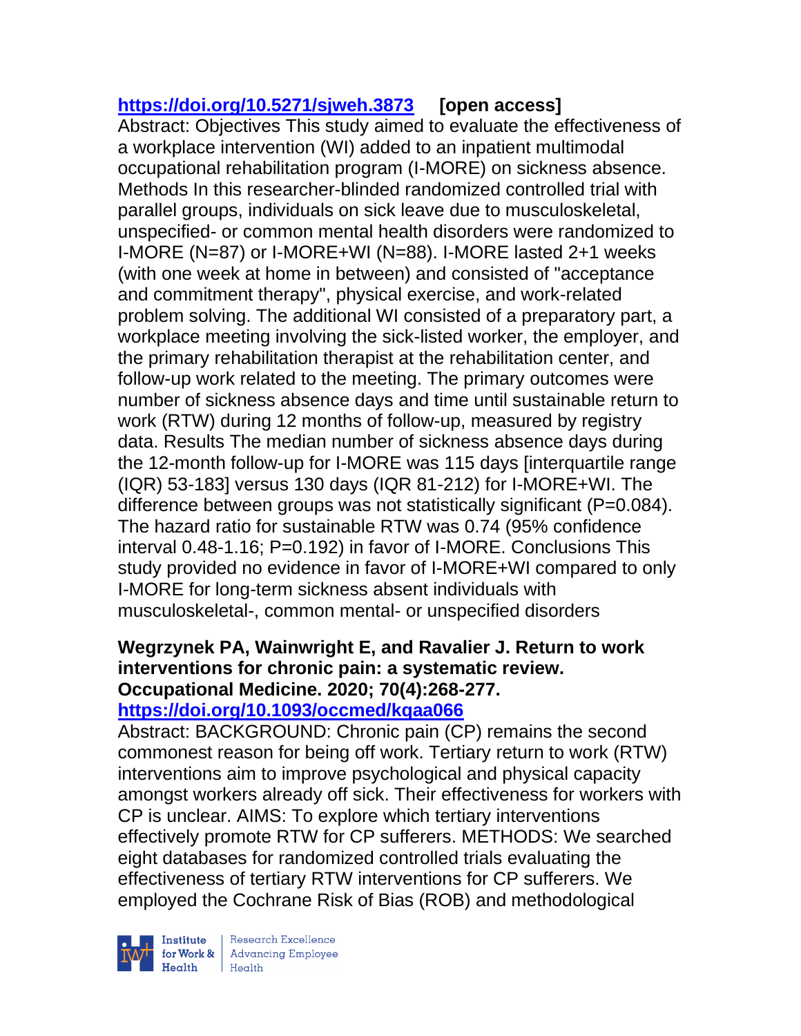https://doi.org/10.5271/sjweh.3873 **[open access]**

Abstract: Objectives This study aimed to evaluate the effectiveness of a workplace intervention (WI) added to an inpatient multimodal occupational rehabilitation program (I-MORE) on sickness absence. Methods In this researcher-blinded randomized controlled trial with parallel groups, individuals on sick leave due to musculoskeletal, unspecified- or common mental health disorders were randomized to I-MORE (N=87) or I-MORE+WI (N=88). I-MORE lasted 2+1 weeks (with one week at home in between) and consisted of "acceptance and commitment therapy", physical exercise, and work-related problem solving. The additional WI consisted of a preparatory part, a workplace meeting involving the sick-listed worker, the employer, and the primary rehabilitation therapist at the rehabilitation center, and follow-up work related to the meeting. The primary outcomes were number of sickness absence days and time until sustainable return to work (RTW) during 12 months of follow-up, measured by registry data. Results The median number of sickness absence days during the 12-month follow-up for I-MORE was 115 days [interquartile range (IQR) 53-183] versus 130 days (IQR 81-212) for I-MORE+WI. The difference between groups was not statistically significant (P=0.084). The hazard ratio for sustainable RTW was 0.74 (95% confidence interval 0.48-1.16; P=0.192) in favor of I-MORE. Conclusions This study provided no evidence in favor of I-MORE+WI compared to only I-MORE for long-term sickness absent individuals with musculoskeletal-, common mental- or unspecified disorders

**Wegrzynek PA, Wainwright E, and Ravalier J. Return to work interventions for chronic pain: a systematic review. Occupational Medicine. 2020; 70(4):268-277.**
https://doi.org/10.1093/occmed/kqaa066

Abstract: BACKGROUND: Chronic pain (CP) remains the second commonest reason for being off work. Tertiary return to work (RTW) interventions aim to improve psychological and physical capacity amongst workers already off sick. Their effectiveness for workers with CP is unclear. AIMS: To explore which tertiary interventions effectively promote RTW for CP sufferers. METHODS: We searched eight databases for randomized controlled trials evaluating the effectiveness of tertiary RTW interventions for CP sufferers. We employed the Cochrane Risk of Bias (ROB) and methodological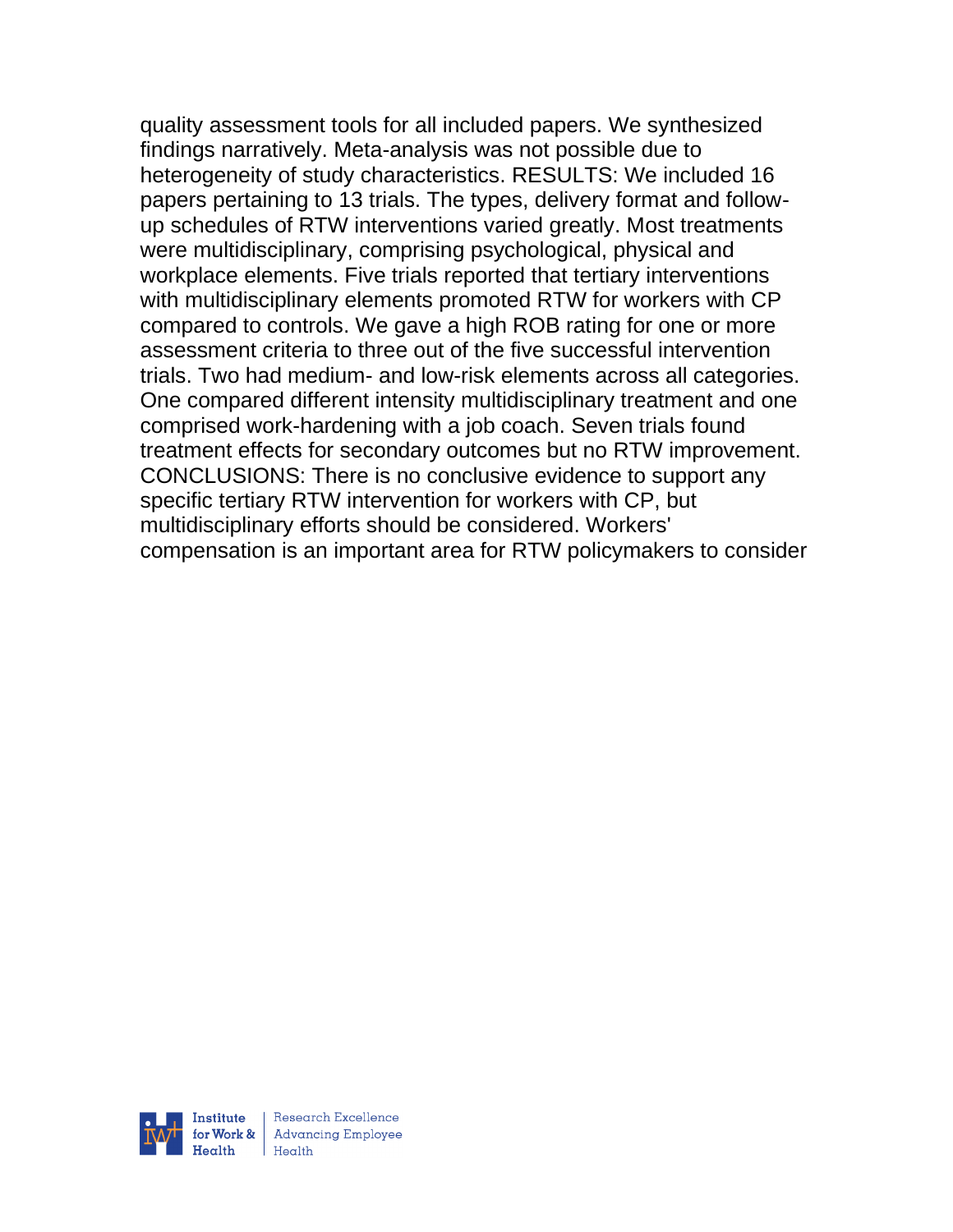quality assessment tools for all included papers. We synthesized findings narratively. Meta-analysis was not possible due to heterogeneity of study characteristics. RESULTS: We included 16 papers pertaining to 13 trials. The types, delivery format and follow-up schedules of RTW interventions varied greatly. Most treatments were multidisciplinary, comprising psychological, physical and workplace elements. Five trials reported that tertiary interventions with multidisciplinary elements promoted RTW for workers with CP compared to controls. We gave a high ROB rating for one or more assessment criteria to three out of the five successful intervention trials. Two had medium- and low-risk elements across all categories. One compared different intensity multidisciplinary treatment and one comprised work-hardening with a job coach. Seven trials found treatment effects for secondary outcomes but no RTW improvement. CONCLUSIONS: There is no conclusive evidence to support any specific tertiary RTW intervention for workers with CP, but multidisciplinary efforts should be considered. Workers' compensation is an important area for RTW policymakers to consider